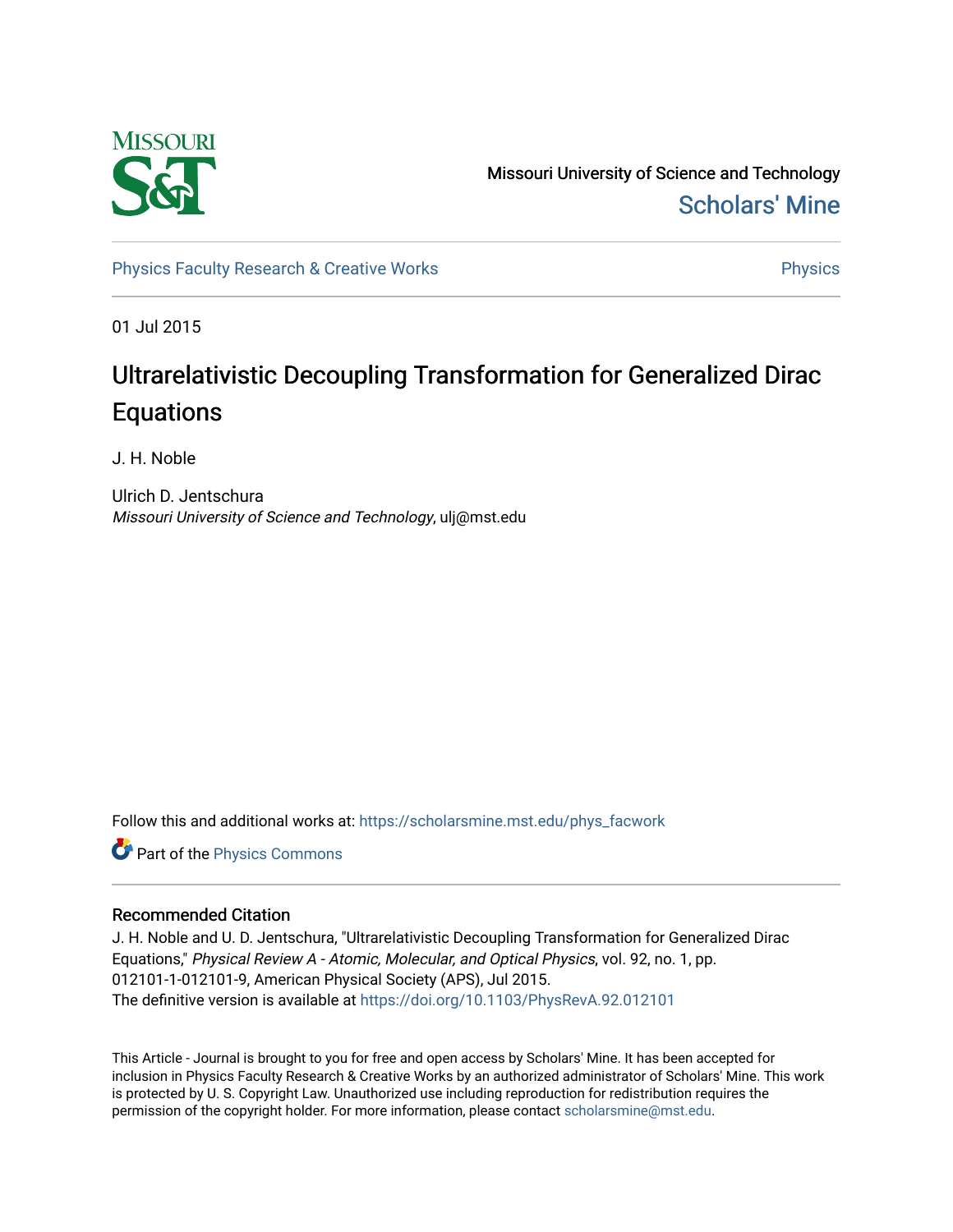Missouri University of Science and Technology

Scholars' Mine

Physics Faculty Research & Creative Works

Physics

01 Jul 2015

# Ultrarelativistic Decoupling Transformation for Generalized Dirac Equations

J. H. Noble

Ulrich D. Jentschura
*Missouri University of Science and Technology*, ulj@mst.edu

Follow this and additional works at: https://scholarsmine.mst.edu/phys_facwork

Part of the Physics Commons

## Recommended Citation

J. H. Noble and U. D. Jentschura, "Ultrarelativistic Decoupling Transformation for Generalized Dirac Equations," *Physical Review A - Atomic, Molecular, and Optical Physics*, vol. 92, no. 1, pp. 012101-1-012101-9, American Physical Society (APS), Jul 2015.
The definitive version is available at https://doi.org/10.1103/PhysRevA.92.012101

This Article - Journal is brought to you for free and open access by Scholars' Mine. It has been accepted for inclusion in Physics Faculty Research & Creative Works by an authorized administrator of Scholars' Mine. This work is protected by U. S. Copyright Law. Unauthorized use including reproduction for redistribution requires the permission of the copyright holder. For more information, please contact scholarsmine@mst.edu.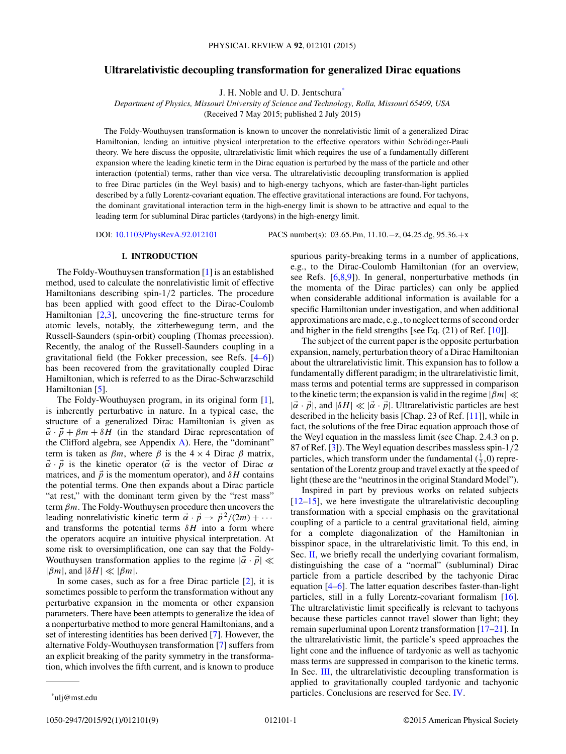# Ultrarelativistic decoupling transformation for generalized Dirac equations

J. H. Noble and U. D. Jentschura*

*Department of Physics, Missouri University of Science and Technology, Rolla, Missouri 65409, USA*
(Received 7 May 2015; published 2 July 2015)

The Foldy-Wouthuysen transformation is known to uncover the nonrelativistic limit of a generalized Dirac Hamiltonian, lending an intuitive physical interpretation to the effective operators within Schrödinger-Pauli theory. We here discuss the opposite, ultrarelativistic limit which requires the use of a fundamentally different expansion where the leading kinetic term in the Dirac equation is perturbed by the mass of the particle and other interaction (potential) terms, rather than vice versa. The ultrarelativistic decoupling transformation is applied to free Dirac particles (in the Weyl basis) and to high-energy tachyons, which are faster-than-light particles described by a fully Lorentz-covariant equation. The effective gravitational interactions are found. For tachyons, the dominant gravitational interaction term in the high-energy limit is shown to be attractive and equal to the leading term for subluminal Dirac particles (tardyons) in the high-energy limit.

DOI: 10.1103/PhysRevA.92.012101 PACS number(s): 03.65.Pm, 11.10.−z, 04.25.dg, 95.36.+x

## I. INTRODUCTION

The Foldy-Wouthuysen transformation [1] is an established method, used to calculate the nonrelativistic limit of effective Hamiltonians describing spin-1/2 particles. The procedure has been applied with good effect to the Dirac-Coulomb Hamiltonian [2,3], uncovering the fine-structure terms for atomic levels, notably, the zitterbewegung term, and the Russell-Saunders (spin-orbit) coupling (Thomas precession). Recently, the analog of the Russell-Saunders coupling in a gravitational field (the Fokker precession, see Refs. [4–6]) has been recovered from the gravitationally coupled Dirac Hamiltonian, which is referred to as the Dirac-Schwarzschild Hamiltonian [5].

The Foldy-Wouthuysen program, in its original form [1], is inherently perturbative in nature. In a typical case, the structure of a generalized Dirac Hamiltonian is given as $\vec{\alpha} \cdot \vec{p} + \beta m + \delta H$ (in the standard Dirac representation of the Clifford algebra, see Appendix A). Here, the "dominant" term is taken as $\beta m$, where $\beta$ is the $4 \times 4$ Dirac $\beta$ matrix, $\vec{\alpha} \cdot \vec{p}$ is the kinetic operator ($\vec{\alpha}$ is the vector of Dirac $\alpha$ matrices, and $\vec{p}$ is the momentum operator), and $\delta H$ contains the potential terms. One then expands about a Dirac particle "at rest," with the dominant term given by the "rest mass" term $\beta m$. The Foldy-Wouthuysen procedure then uncovers the leading nonrelativistic kinetic term $\vec{\alpha} \cdot \vec{p} \to \vec{p}^{\,2}/(2m) + \cdots$ and transforms the potential terms $\delta H$ into a form where the operators acquire an intuitive physical interpretation. At some risk to oversimplification, one can say that the Foldy-Wouthuysen transformation applies to the regime $|\vec{\alpha} \cdot \vec{p}| \ll |\beta m|$, and $|\delta H| \ll |\beta m|$.

In some cases, such as for a free Dirac particle [2], it is sometimes possible to perform the transformation without any perturbative expansion in the momenta or other expansion parameters. There have been attempts to generalize the idea of a nonperturbative method to more general Hamiltonians, and a set of interesting identities has been derived [7]. However, the alternative Foldy-Wouthuysen transformation [7] suffers from an explicit breaking of the parity symmetry in the transformation, which involves the fifth current, and is known to produce spurious parity-breaking terms in a number of applications, e.g., to the Dirac-Coulomb Hamiltonian (for an overview, see Refs. [6,8,9]). In general, nonperturbative methods (in the momenta of the Dirac particles) can only be applied when considerable additional information is available for a specific Hamiltonian under investigation, and when additional approximations are made, e.g., to neglect terms of second order and higher in the field strengths [see Eq. (21) of Ref. [10]].

The subject of the current paper is the opposite perturbation expansion, namely, perturbation theory of a Dirac Hamiltonian about the ultrarelativistic limit. This expansion has to follow a fundamentally different paradigm; in the ultrarelativistic limit, mass terms and potential terms are suppressed in comparison to the kinetic term; the expansion is valid in the regime $|\beta m| \ll |\vec{\alpha} \cdot \vec{p}|$, and $|\delta H| \ll |\vec{\alpha} \cdot \vec{p}|$. Ultrarelativistic particles are best described in the helicity basis [Chap. 23 of Ref. [11]], while in fact, the solutions of the free Dirac equation approach those of the Weyl equation in the massless limit (see Chap. 2.4.3 on p. 87 of Ref. [3]). The Weyl equation describes massless spin-1/2 particles, which transform under the fundamental $(\frac{1}{2},0)$ representation of the Lorentz group and travel exactly at the speed of light (these are the "neutrinos in the original Standard Model").

Inspired in part by previous works on related subjects [12–15], we here investigate the ultrarelativistic decoupling transformation with a special emphasis on the gravitational coupling of a particle to a central gravitational field, aiming for a complete diagonalization of the Hamiltonian in bisspinor space, in the ultrarelativistic limit. To this end, in Sec. II, we briefly recall the underlying covariant formalism, distinguishing the case of a "normal" (subluminal) Dirac particle from a particle described by the tachyonic Dirac equation [4–6]. The latter equation describes faster-than-light particles, still in a fully Lorentz-covariant formalism [16]. The ultrarelativistic limit specifically is relevant to tachyons because these particles cannot travel slower than light; they remain superluminal upon Lorentz transformation [17–21]. In the ultrarelativistic limit, the particle's speed approaches the light cone and the influence of tardyonic as well as tachyonic mass terms are suppressed in comparison to the kinetic terms. In Sec. III, the ultrarelativistic decoupling transformation is applied to gravitationally coupled tardyonic and tachyonic particles. Conclusions are reserved for Sec. IV.

---

*ulj@mst.edu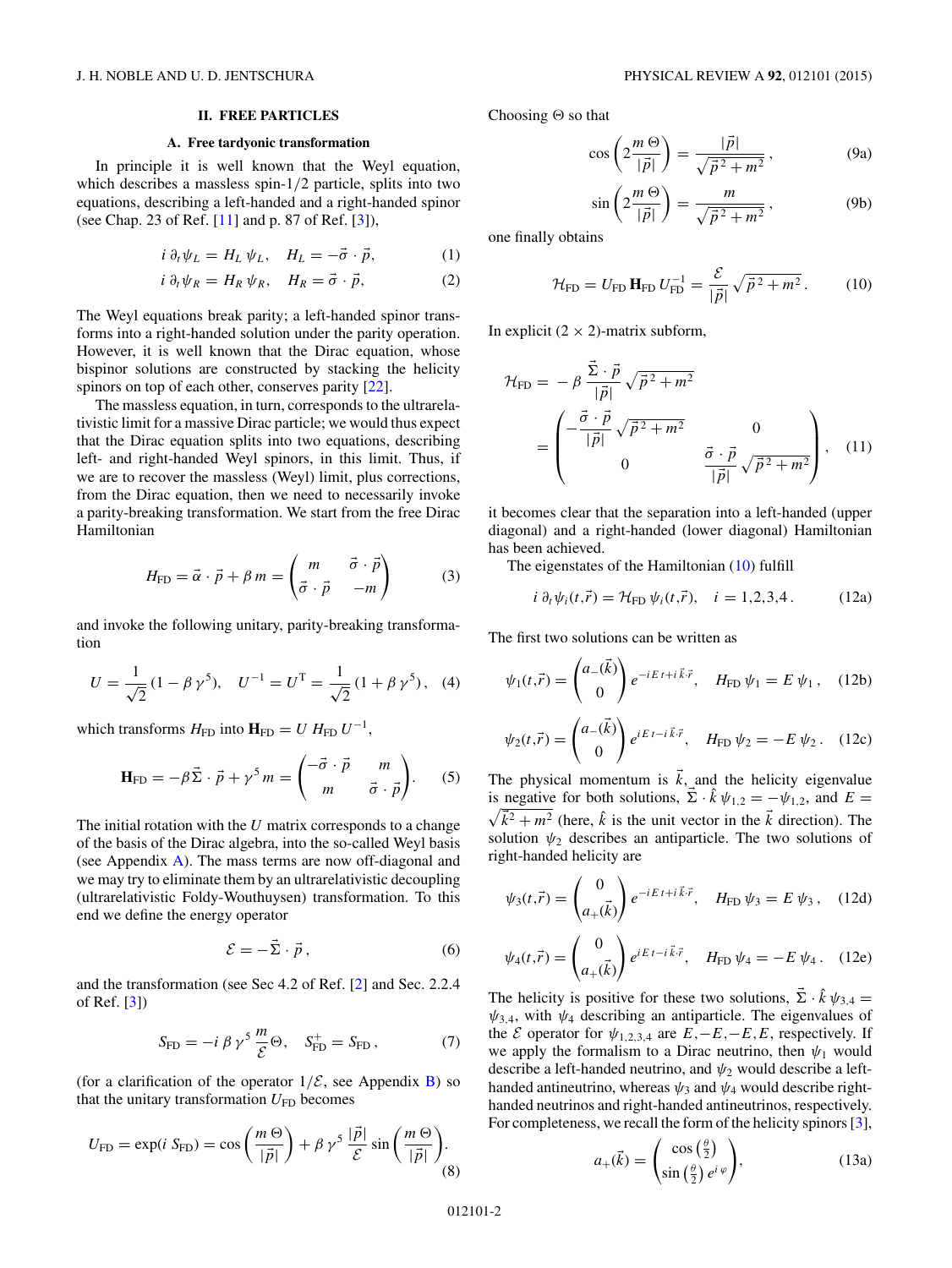## II. FREE PARTICLES

### A. Free tardyonic transformation

In principle it is well known that the Weyl equation, which describes a massless spin-1/2 particle, splits into two equations, describing a left-handed and a right-handed spinor (see Chap. 23 of Ref. [11] and p. 87 of Ref. [3]),

$$i\,\partial_t \psi_L = H_L\,\psi_L, \quad H_L = -\vec{\sigma}\cdot\vec{p}, \tag{1}$$

$$i\,\partial_t \psi_R = H_R\,\psi_R, \quad H_R = \vec{\sigma}\cdot\vec{p}, \tag{2}$$

The Weyl equations break parity; a left-handed spinor transforms into a right-handed solution under the parity operation. However, it is well known that the Dirac equation, whose bispinor solutions are constructed by stacking the helicity spinors on top of each other, conserves parity [22].

The massless equation, in turn, corresponds to the ultrarelativistic limit for a massive Dirac particle; we would thus expect that the Dirac equation splits into two equations, describing left- and right-handed Weyl spinors, in this limit. Thus, if we are to recover the massless (Weyl) limit, plus corrections, from the Dirac equation, then we need to necessarily invoke a parity-breaking transformation. We start from the free Dirac Hamiltonian

$$H_{\rm FD} = \vec{\alpha}\cdot\vec{p} + \beta\,m = \begin{pmatrix} m & \vec{\sigma}\cdot\vec{p} \\ \vec{\sigma}\cdot\vec{p} & -m \end{pmatrix} \tag{3}$$

and invoke the following unitary, parity-breaking transformation

$$U = \frac{1}{\sqrt{2}}\,(1-\beta\,\gamma^5), \quad U^{-1} = U^{\rm T} = \frac{1}{\sqrt{2}}\,(1+\beta\,\gamma^5), \tag{4}$$

which transforms $H_{\rm FD}$ into $\mathbf{H}_{\rm FD} = U\,H_{\rm FD}\,U^{-1}$,

$$\mathbf{H}_{\rm FD} = -\beta\vec{\Sigma}\cdot\vec{p} + \gamma^5\,m = \begin{pmatrix} -\vec{\sigma}\cdot\vec{p} & m \\ m & \vec{\sigma}\cdot\vec{p} \end{pmatrix}. \tag{5}$$

The initial rotation with the $U$ matrix corresponds to a change of the basis of the Dirac algebra, into the so-called Weyl basis (see Appendix A). The mass terms are now off-diagonal and we may try to eliminate them by an ultrarelativistic decoupling (ultrarelativistic Foldy-Wouthuysen) transformation. To this end we define the energy operator

$$\mathcal{E} = -\vec{\Sigma}\cdot\vec{p}\,, \tag{6}$$

and the transformation (see Sec 4.2 of Ref. [2] and Sec. 2.2.4 of Ref. [3])

$$S_{\rm FD} = -i\,\beta\,\gamma^5\,\frac{m}{\mathcal{E}}\Theta, \quad S_{\rm FD}^{+} = S_{\rm FD}\,, \tag{7}$$

(for a clarification of the operator $1/\mathcal{E}$, see Appendix B) so that the unitary transformation $U_{\rm FD}$ becomes

$$U_{\rm FD} = \exp(i\,S_{\rm FD}) = \cos\left(\frac{m\,\Theta}{|\vec{p}|}\right) + \beta\,\gamma^5\,\frac{|\vec{p}|}{\mathcal{E}}\sin\left(\frac{m\,\Theta}{|\vec{p}|}\right). \tag{8}$$

Choosing $\Theta$ so that

$$\cos\left(2\frac{m\,\Theta}{|\vec{p}|}\right) = \frac{|\vec{p}|}{\sqrt{\vec{p}^{\,2}+m^2}}\,, \tag{9a}$$

$$\sin\left(2\frac{m\,\Theta}{|\vec{p}|}\right) = \frac{m}{\sqrt{\vec{p}^{\,2}+m^2}}\,, \tag{9b}$$

one finally obtains

$$\mathcal{H}_{\rm FD} = U_{\rm FD}\,\mathbf{H}_{\rm FD}\,U_{\rm FD}^{-1} = \frac{\mathcal{E}}{|\vec{p}|}\sqrt{\vec{p}^{\,2}+m^2}\,. \tag{10}$$

In explicit $(2\times 2)$-matrix subform,

$$\mathcal{H}_{\rm FD} = -\beta\,\frac{\vec{\Sigma}\cdot\vec{p}}{|\vec{p}|}\sqrt{\vec{p}^{\,2}+m^2} = \begin{pmatrix} -\dfrac{\vec{\sigma}\cdot\vec{p}}{|\vec{p}|}\sqrt{\vec{p}^{\,2}+m^2} & 0 \\ 0 & \dfrac{\vec{\sigma}\cdot\vec{p}}{|\vec{p}|}\sqrt{\vec{p}^{\,2}+m^2} \end{pmatrix}, \tag{11}$$

it becomes clear that the separation into a left-handed (upper diagonal) and a right-handed (lower diagonal) Hamiltonian has been achieved.

The eigenstates of the Hamiltonian (10) fulfill

$$i\,\partial_t\psi_i(t,\vec{r}) = \mathcal{H}_{\rm FD}\,\psi_i(t,\vec{r}), \quad i = 1,2,3,4\,. \tag{12a}$$

The first two solutions can be written as

$$\psi_1(t,\vec{r}) = \begin{pmatrix} a_-(\vec{k}) \\ 0 \end{pmatrix} e^{-iE\,t+i\,\vec{k}\cdot\vec{r}}, \quad H_{\rm FD}\,\psi_1 = E\,\psi_1\,, \tag{12b}$$

$$\psi_2(t,\vec{r}) = \begin{pmatrix} a_-(\vec{k}) \\ 0 \end{pmatrix} e^{iE\,t-i\,\vec{k}\cdot\vec{r}}, \quad H_{\rm FD}\,\psi_2 = -E\,\psi_2\,. \tag{12c}$$

The physical momentum is $\vec{k}$, and the helicity eigenvalue is negative for both solutions, $\vec{\Sigma}\cdot\hat{k}\,\psi_{1,2} = -\psi_{1,2}$, and $E = \sqrt{\vec{k}^2+m^2}$ (here, $\hat{k}$ is the unit vector in the $\vec{k}$ direction). The solution $\psi_2$ describes an antiparticle. The two solutions of right-handed helicity are

$$\psi_3(t,\vec{r}) = \begin{pmatrix} 0 \\ a_+(\vec{k}) \end{pmatrix} e^{-iE\,t+i\,\vec{k}\cdot\vec{r}}, \quad H_{\rm FD}\,\psi_3 = E\,\psi_3\,, \tag{12d}$$

$$\psi_4(t,\vec{r}) = \begin{pmatrix} 0 \\ a_+(\vec{k}) \end{pmatrix} e^{iE\,t-i\,\vec{k}\cdot\vec{r}}, \quad H_{\rm FD}\,\psi_4 = -E\,\psi_4\,. \tag{12e}$$

The helicity is positive for these two solutions, $\vec{\Sigma}\cdot\hat{k}\,\psi_{3,4} = \psi_{3,4}$, with $\psi_4$ describing an antiparticle. The eigenvalues of the $\mathcal{E}$ operator for $\psi_{1,2,3,4}$ are $E,-E,-E,E$, respectively. If we apply the formalism to a Dirac neutrino, then $\psi_1$ would describe a left-handed neutrino, and $\psi_2$ would describe a left-handed antineutrino, whereas $\psi_3$ and $\psi_4$ would describe right-handed neutrinos and right-handed antineutrinos, respectively. For completeness, we recall the form of the helicity spinors [3],

$$a_+(\vec{k}) = \begin{pmatrix} \cos\left(\frac{\theta}{2}\right) \\ \sin\left(\frac{\theta}{2}\right)e^{i\,\varphi} \end{pmatrix}, \tag{13a}$$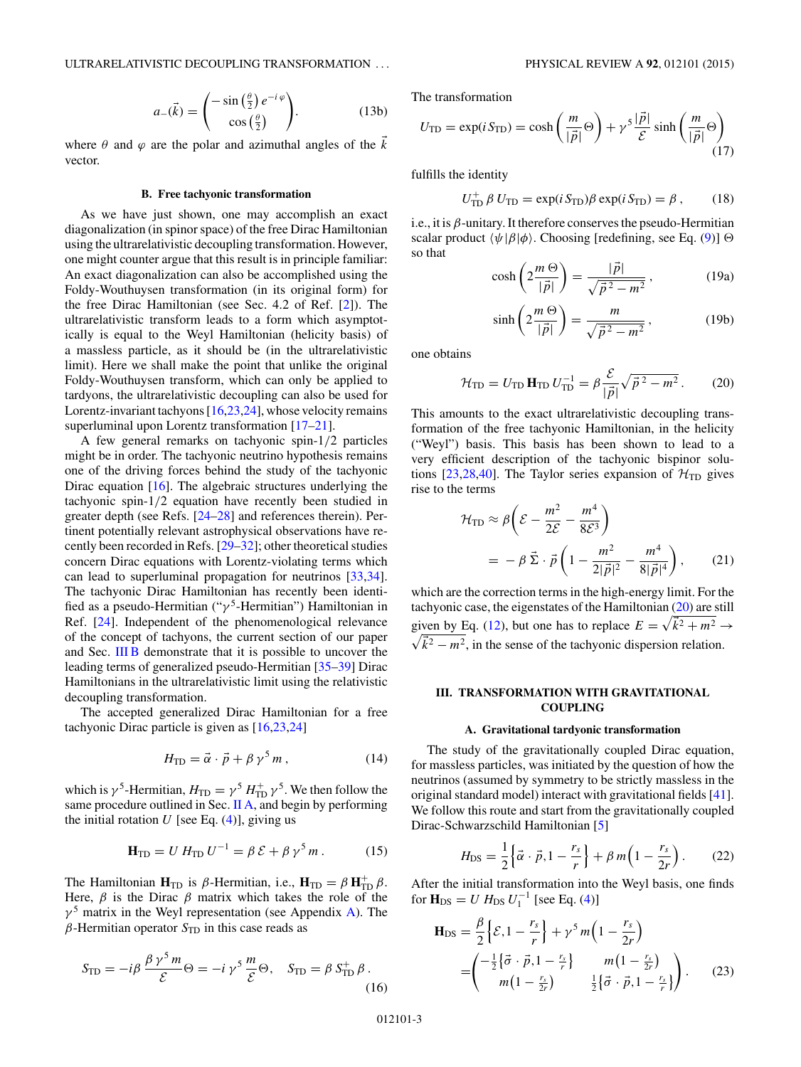$$a_-(\vec{k}) = \begin{pmatrix} -\sin\left(\frac{\theta}{2}\right) e^{-i\varphi} \\ \cos\left(\frac{\theta}{2}\right) \end{pmatrix}. \tag{13b}$$

where $\theta$ and $\varphi$ are the polar and azimuthal angles of the $\vec{k}$ vector.

### B. Free tachyonic transformation

As we have just shown, one may accomplish an exact diagonalization (in spinor space) of the free Dirac Hamiltonian using the ultrarelativistic decoupling transformation. However, one might counter argue that this result is in principle familiar: An exact diagonalization can also be accomplished using the Foldy-Wouthuysen transformation (in its original form) for the free Dirac Hamiltonian (see Sec. 4.2 of Ref. [2]). The ultrarelativistic transform leads to a form which asymptotically is equal to the Weyl Hamiltonian (helicity basis) of a massless particle, as it should be (in the ultrarelativistic limit). Here we shall make the point that unlike the original Foldy-Wouthuysen transform, which can only be applied to tardyons, the ultrarelativistic decoupling can also be used for Lorentz-invariant tachyons [16,23,24], whose velocity remains superluminal upon Lorentz transformation [17–21].

A few general remarks on tachyonic spin-1/2 particles might be in order. The tachyonic neutrino hypothesis remains one of the driving forces behind the study of the tachyonic Dirac equation [16]. The algebraic structures underlying the tachyonic spin-1/2 equation have recently been studied in greater depth (see Refs. [24–28] and references therein). Pertinent potentially relevant astrophysical observations have recently been recorded in Refs. [29–32]; other theoretical studies concern Dirac equations with Lorentz-violating terms which can lead to superluminal propagation for neutrinos [33,34]. The tachyonic Dirac Hamiltonian has recently been identified as a pseudo-Hermitian ("$\gamma^5$-Hermitian") Hamiltonian in Ref. [24]. Independent of the phenomenological relevance of the concept of tachyons, the current section of our paper and Sec. III B demonstrate that it is possible to uncover the leading terms of generalized pseudo-Hermitian [35–39] Dirac Hamiltonians in the ultrarelativistic limit using the relativistic decoupling transformation.

The accepted generalized Dirac Hamiltonian for a free tachyonic Dirac particle is given as [16,23,24]

$$H_{\rm TD} = \vec{\alpha}\cdot\vec{p} + \beta\,\gamma^5\, m\,, \tag{14}$$

which is $\gamma^5$-Hermitian, $H_{\rm TD} = \gamma^5\, H_{\rm TD}^{+}\,\gamma^5$. We then follow the same procedure outlined in Sec. II A, and begin by performing the initial rotation $U$ [see Eq. (4)], giving us

$$\mathbf{H}_{\rm TD} = U\, H_{\rm TD}\, U^{-1} = \beta\,\mathcal{E} + \beta\,\gamma^5\, m\,. \tag{15}$$

The Hamiltonian $\mathbf{H}_{\rm TD}$ is $\beta$-Hermitian, i.e., $\mathbf{H}_{\rm TD} = \beta\,\mathbf{H}_{\rm TD}^{+}\,\beta$. Here, $\beta$ is the Dirac $\beta$ matrix which takes the role of the $\gamma^5$ matrix in the Weyl representation (see Appendix A). The $\beta$-Hermitian operator $S_{\rm TD}$ in this case reads as

$$S_{\rm TD} = -i\beta\,\frac{\beta\,\gamma^5\, m}{\mathcal{E}}\,\Theta = -i\,\gamma^5\,\frac{m}{\mathcal{E}}\,\Theta, \quad S_{\rm TD} = \beta\, S_{\rm TD}^{+}\,\beta\,. \tag{16}$$

The transformation

$$U_{\rm TD} = \exp(i\,S_{\rm TD}) = \cosh\left(\frac{m}{|\vec{p}|}\Theta\right) + \gamma^5\,\frac{|\vec{p}|}{\mathcal{E}}\,\sinh\left(\frac{m}{|\vec{p}|}\Theta\right) \tag{17}$$

fulfills the identity

$$U_{\rm TD}^{+}\,\beta\, U_{\rm TD} = \exp(i\,S_{\rm TD})\beta\exp(i\,S_{\rm TD}) = \beta\,, \tag{18}$$

i.e., it is $\beta$-unitary. It therefore conserves the pseudo-Hermitian scalar product $\langle\psi|\beta|\phi\rangle$. Choosing [redefining, see Eq. (9)] $\Theta$ so that

$$\cosh\left(2\frac{m\,\Theta}{|\vec{p}|}\right) = \frac{|\vec{p}|}{\sqrt{\vec{p}^{\,2} - m^2}}\,, \tag{19a}$$

$$\sinh\left(2\frac{m\,\Theta}{|\vec{p}|}\right) = \frac{m}{\sqrt{\vec{p}^{\,2} - m^2}}\,, \tag{19b}$$

one obtains

$$\mathcal{H}_{\rm TD} = U_{\rm TD}\,\mathbf{H}_{\rm TD}\,U_{\rm TD}^{-1} = \beta\,\frac{\mathcal{E}}{|\vec{p}|}\sqrt{\vec{p}^{\,2} - m^2}\,. \tag{20}$$

This amounts to the exact ultrarelativistic decoupling transformation of the free tachyonic Hamiltonian, in the helicity ("Weyl") basis. This basis has been shown to lead to a very efficient description of the tachyonic bispinor solutions [23,28,40]. The Taylor series expansion of $\mathcal{H}_{\rm TD}$ gives rise to the terms

$$\begin{aligned}\mathcal{H}_{\rm TD} &\approx \beta\left(\mathcal{E} - \frac{m^2}{2\mathcal{E}} - \frac{m^4}{8\mathcal{E}^3}\right)\\ &= -\,\beta\,\vec{\Sigma}\cdot\vec{p}\left(1 - \frac{m^2}{2|\vec{p}|^2} - \frac{m^4}{8|\vec{p}|^4}\right),\end{aligned} \tag{21}$$

which are the correction terms in the high-energy limit. For the tachyonic case, the eigenstates of the Hamiltonian (20) are still given by Eq. (12), but one has to replace $E = \sqrt{\vec{k}^2 + m^2} \to \sqrt{\vec{k}^2 - m^2}$, in the sense of the tachyonic dispersion relation.

## III. TRANSFORMATION WITH GRAVITATIONAL COUPLING

### A. Gravitational tardyonic transformation

The study of the gravitationally coupled Dirac equation, for massless particles, was initiated by the question of how the neutrinos (assumed by symmetry to be strictly massless in the original standard model) interact with gravitational fields [41]. We follow this route and start from the gravitationally coupled Dirac-Schwarzschild Hamiltonian [5]

$$H_{\rm DS} = \frac{1}{2}\left\{\vec{\alpha}\cdot\vec{p}, 1 - \frac{r_s}{r}\right\} + \beta\, m\left(1 - \frac{r_s}{2r}\right). \tag{22}$$

After the initial transformation into the Weyl basis, one finds for $\mathbf{H}_{\rm DS} = U\, H_{\rm DS}\, U_1^{-1}$ [see Eq. (4)]

$$\begin{aligned}\mathbf{H}_{\rm DS} &= \frac{\beta}{2}\left\{\mathcal{E}, 1 - \frac{r_s}{r}\right\} + \gamma^5\, m\left(1 - \frac{r_s}{2r}\right)\\ &= \begin{pmatrix} -\frac{1}{2}\left\{\vec{\sigma}\cdot\vec{p}, 1 - \frac{r_s}{r}\right\} & m\left(1 - \frac{r_s}{2r}\right) \\ m\left(1 - \frac{r_s}{2r}\right) & \frac{1}{2}\left\{\vec{\sigma}\cdot\vec{p}, 1 - \frac{r_s}{r}\right\} \end{pmatrix}.\end{aligned} \tag{23}$$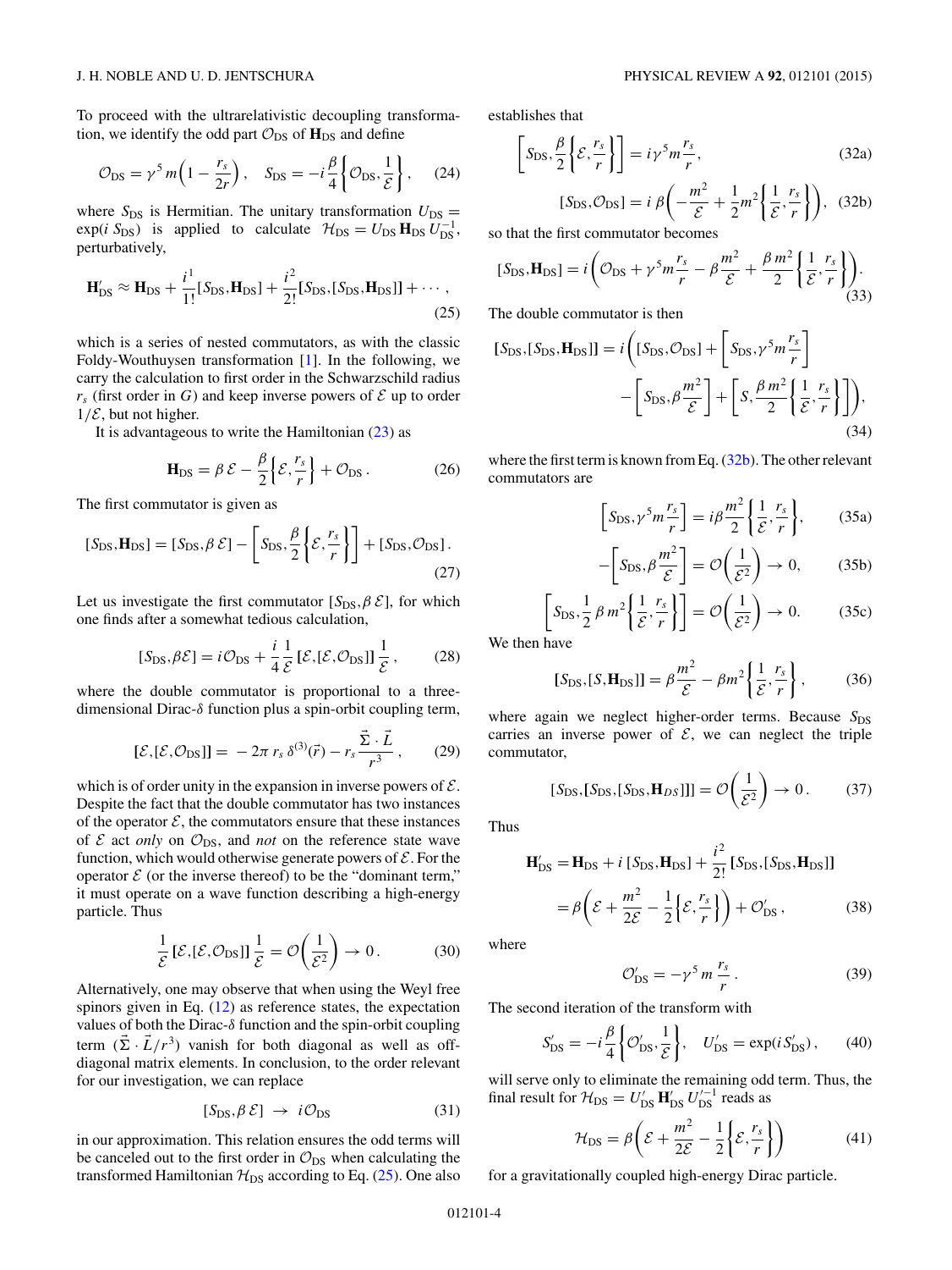To proceed with the ultrarelativistic decoupling transformation, we identify the odd part $\mathcal{O}_{\rm DS}$ of $\mathbf{H}_{\rm DS}$ and define

$$\mathcal{O}_{\rm DS} = \gamma^5 \, m\left(1 - \frac{r_s}{2r}\right), \quad S_{\rm DS} = -i\,\frac{\beta}{4}\left\{\mathcal{O}_{\rm DS}, \frac{1}{\mathcal{E}}\right\}, \tag{24}$$

where $S_{\rm DS}$ is Hermitian. The unitary transformation $U_{\rm DS} = \exp(i\, S_{\rm DS})$ is applied to calculate $\mathcal{H}_{\rm DS} = U_{\rm DS}\, \mathbf{H}_{\rm DS}\, U_{\rm DS}^{-1}$, perturbatively,

$$\mathbf{H}'_{\rm DS} \approx \mathbf{H}_{\rm DS} + \frac{i^1}{1!}[S_{\rm DS}, \mathbf{H}_{\rm DS}] + \frac{i^2}{2!}[S_{\rm DS}, [S_{\rm DS}, \mathbf{H}_{\rm DS}]] + \cdots, \tag{25}$$

which is a series of nested commutators, as with the classic Foldy-Wouthuysen transformation [1]. In the following, we carry the calculation to first order in the Schwarzschild radius $r_s$ (first order in $G$) and keep inverse powers of $\mathcal{E}$ up to order $1/\mathcal{E}$, but not higher.

It is advantageous to write the Hamiltonian (23) as

$$\mathbf{H}_{\rm DS} = \beta\, \mathcal{E} - \frac{\beta}{2}\left\{\mathcal{E}, \frac{r_s}{r}\right\} + \mathcal{O}_{\rm DS}\,. \tag{26}$$

The first commutator is given as

$$[S_{\rm DS}, \mathbf{H}_{\rm DS}] = [S_{\rm DS}, \beta\, \mathcal{E}] - \left[S_{\rm DS}, \frac{\beta}{2}\left\{\mathcal{E}, \frac{r_s}{r}\right\}\right] + [S_{\rm DS}, \mathcal{O}_{\rm DS}]\,. \tag{27}$$

Let us investigate the first commutator $[S_{\rm DS}, \beta\, \mathcal{E}]$, for which one finds after a somewhat tedious calculation,

$$[S_{\rm DS}, \beta\mathcal{E}] = i\mathcal{O}_{\rm DS} + \frac{i}{4}\frac{1}{\mathcal{E}}[\mathcal{E}, [\mathcal{E}, \mathcal{O}_{\rm DS}]]\frac{1}{\mathcal{E}}\,, \tag{28}$$

where the double commutator is proportional to a three-dimensional Dirac-$\delta$ function plus a spin-orbit coupling term,

$$[\mathcal{E}, [\mathcal{E}, \mathcal{O}_{\rm DS}]] = -2\pi\, r_s\, \delta^{(3)}(\vec{r}) - r_s \frac{\vec{\Sigma}\cdot\vec{L}}{r^3}\,, \tag{29}$$

which is of order unity in the expansion in inverse powers of $\mathcal{E}$. Despite the fact that the double commutator has two instances of the operator $\mathcal{E}$, the commutators ensure that these instances of $\mathcal{E}$ act *only* on $\mathcal{O}_{\rm DS}$, and *not* on the reference state wave function, which would otherwise generate powers of $\mathcal{E}$. For the operator $\mathcal{E}$ (or the inverse thereof) to be the "dominant term," it must operate on a wave function describing a high-energy particle. Thus

$$\frac{1}{\mathcal{E}}[\mathcal{E}, [\mathcal{E}, \mathcal{O}_{\rm DS}]]\frac{1}{\mathcal{E}} = \mathcal{O}\left(\frac{1}{\mathcal{E}^2}\right) \to 0\,. \tag{30}$$

Alternatively, one may observe that when using the Weyl free spinors given in Eq. (12) as reference states, the expectation values of both the Dirac-$\delta$ function and the spin-orbit coupling term ($\vec{\Sigma}\cdot\vec{L}/r^3$) vanish for both diagonal as well as off-diagonal matrix elements. In conclusion, to the order relevant for our investigation, we can replace

$$[S_{\rm DS}, \beta\, \mathcal{E}] \;\to\; i\mathcal{O}_{\rm DS} \tag{31}$$

in our approximation. This relation ensures the odd terms will be canceled out to the first order in $\mathcal{O}_{\rm DS}$ when calculating the transformed Hamiltonian $\mathcal{H}_{\rm DS}$ according to Eq. (25). One also establishes that

$$\left[S_{\rm DS}, \frac{\beta}{2}\left\{\mathcal{E}, \frac{r_s}{r}\right\}\right] = i\gamma^5 m\frac{r_s}{r}, \tag{32a}$$

$$[S_{\rm DS}, \mathcal{O}_{\rm DS}] = i\,\beta\left(-\frac{m^2}{\mathcal{E}} + \frac{1}{2}m^2\left\{\frac{1}{\mathcal{E}}, \frac{r_s}{r}\right\}\right), \tag{32b}$$

so that the first commutator becomes

$$[S_{\rm DS}, \mathbf{H}_{\rm DS}] = i\left(\mathcal{O}_{\rm DS} + \gamma^5 m\frac{r_s}{r} - \beta\frac{m^2}{\mathcal{E}} + \frac{\beta\, m^2}{2}\left\{\frac{1}{\mathcal{E}}, \frac{r_s}{r}\right\}\right). \tag{33}$$

The double commutator is then

$$[S_{\rm DS}, [S_{\rm DS}, \mathbf{H}_{\rm DS}]] = i\left([S_{\rm DS}, \mathcal{O}_{\rm DS}] + \left[S_{\rm DS}, \gamma^5 m\frac{r_s}{r}\right] - \left[S_{\rm DS}, \beta\frac{m^2}{\mathcal{E}}\right] + \left[S, \frac{\beta\, m^2}{2}\left\{\frac{1}{\mathcal{E}}, \frac{r_s}{r}\right\}\right]\right), \tag{34}$$

where the first term is known from Eq. (32b). The other relevant commutators are

$$\left[S_{\rm DS}, \gamma^5 m\frac{r_s}{r}\right] = i\beta\frac{m^2}{2}\left\{\frac{1}{\mathcal{E}}, \frac{r_s}{r}\right\}, \tag{35a}$$

$$-\left[S_{\rm DS}, \beta\frac{m^2}{\mathcal{E}}\right] = \mathcal{O}\left(\frac{1}{\mathcal{E}^2}\right) \to 0, \tag{35b}$$

$$\left[S_{\rm DS}, \frac{1}{2}\,\beta\, m^2\left\{\frac{1}{\mathcal{E}}, \frac{r_s}{r}\right\}\right] = \mathcal{O}\left(\frac{1}{\mathcal{E}^2}\right) \to 0. \tag{35c}$$

We then have

$$[S_{\rm DS}, [S, \mathbf{H}_{\rm DS}]] = \beta\frac{m^2}{\mathcal{E}} - \beta m^2\left\{\frac{1}{\mathcal{E}}, \frac{r_s}{r}\right\}, \tag{36}$$

where again we neglect higher-order terms. Because $S_{\rm DS}$ carries an inverse power of $\mathcal{E}$, we can neglect the triple commutator,

$$[S_{\rm DS}, [S_{\rm DS}, [S_{\rm DS}, \mathbf{H}_{DS}]]] = \mathcal{O}\left(\frac{1}{\mathcal{E}^2}\right) \to 0\,. \tag{37}$$

Thus

$$\begin{aligned}\mathbf{H}'_{\rm DS} &= \mathbf{H}_{\rm DS} + i\,[S_{\rm DS}, \mathbf{H}_{\rm DS}] + \frac{i^2}{2!}[S_{\rm DS}, [S_{\rm DS}, \mathbf{H}_{\rm DS}]] \\ &= \beta\left(\mathcal{E} + \frac{m^2}{2\mathcal{E}} - \frac{1}{2}\left\{\mathcal{E}, \frac{r_s}{r}\right\}\right) + \mathcal{O}'_{\rm DS}\,,\end{aligned} \tag{38}$$

where

$$\mathcal{O}'_{\rm DS} = -\gamma^5\, m\,\frac{r_s}{r}\,. \tag{39}$$

The second iteration of the transform with

$$S'_{\rm DS} = -i\frac{\beta}{4}\left\{\mathcal{O}'_{\rm DS}, \frac{1}{\mathcal{E}}\right\}, \quad U'_{\rm DS} = \exp(i\, S'_{\rm DS})\,, \tag{40}$$

will serve only to eliminate the remaining odd term. Thus, the final result for $\mathcal{H}_{\rm DS} = U'_{\rm DS}\, \mathbf{H}'_{\rm DS}\, U'^{-1}_{\rm DS}$ reads as

$$\mathcal{H}_{\rm DS} = \beta\left(\mathcal{E} + \frac{m^2}{2\mathcal{E}} - \frac{1}{2}\left\{\mathcal{E}, \frac{r_s}{r}\right\}\right) \tag{41}$$

for a gravitationally coupled high-energy Dirac particle.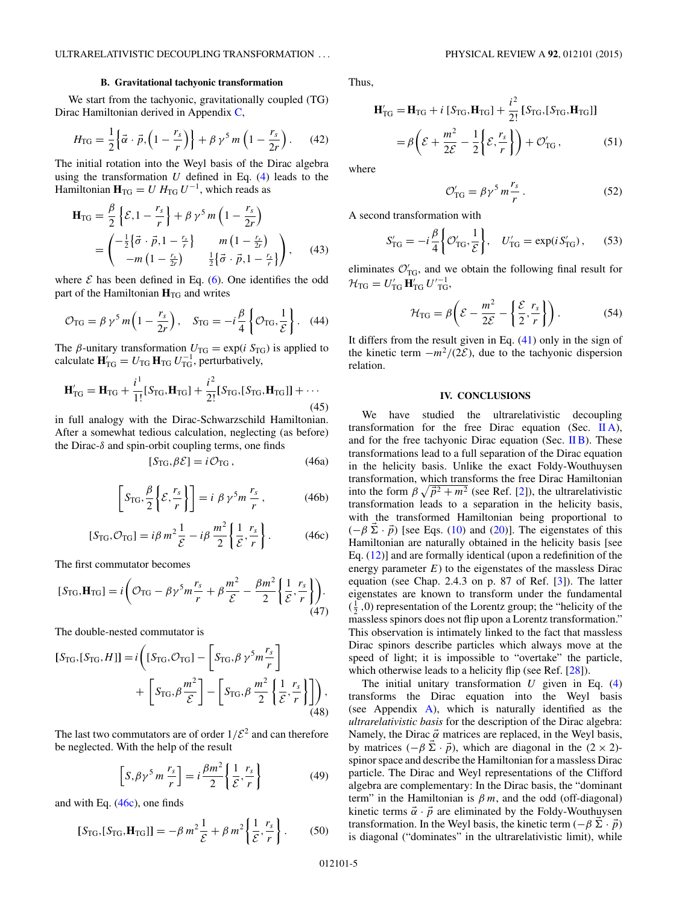### B. Gravitational tachyonic transformation

We start from the tachyonic, gravitationally coupled (TG) Dirac Hamiltonian derived in Appendix C,

$$H_{\rm TG} = \frac{1}{2}\left\{\vec{\alpha}\cdot\vec{p},\left(1-\frac{r_s}{r}\right)\right\} + \beta\,\gamma^5\,m\left(1-\frac{r_s}{2r}\right). \tag{42}$$

The initial rotation into the Weyl basis of the Dirac algebra using the transformation $U$ defined in Eq. (4) leads to the Hamiltonian $\mathbf{H}_{\rm TG} = U\,H_{\rm TG}\,U^{-1}$, which reads as

$$\begin{aligned}\mathbf{H}_{\rm TG} &= \frac{\beta}{2}\left\{\mathcal{E},1-\frac{r_s}{r}\right\} + \beta\,\gamma^5\,m\left(1-\frac{r_s}{2r}\right) \\ &= \begin{pmatrix} -\frac{1}{2}\{\vec{\sigma}\cdot\vec{p},1-\frac{r_s}{r}\} & m\left(1-\frac{r_s}{2r}\right) \\ -m\left(1-\frac{r_s}{2r}\right) & \frac{1}{2}\{\vec{\sigma}\cdot\vec{p},1-\frac{r_s}{r}\}\end{pmatrix},\end{aligned} \tag{43}$$

where $\mathcal{E}$ has been defined in Eq. (6). One identifies the odd part of the Hamiltonian $\mathbf{H}_{\rm TG}$ and writes

$$\mathcal{O}_{\rm TG} = \beta\,\gamma^5\,m\left(1-\frac{r_s}{2r}\right),\quad S_{\rm TG} = -i\,\frac{\beta}{4}\left\{\mathcal{O}_{\rm TG},\frac{1}{\mathcal{E}}\right\}. \tag{44}$$

The $\beta$-unitary transformation $U_{\rm TG} = \exp(i\,S_{\rm TG})$ is applied to calculate $\mathbf{H}'_{\rm TG} = U_{\rm TG}\,\mathbf{H}_{\rm TG}\,U_{\rm TG}^{-1}$, perturbatively,

$$\mathbf{H}'_{\rm TG} = \mathbf{H}_{\rm TG} + \frac{i^1}{1!}[S_{\rm TG},\mathbf{H}_{\rm TG}] + \frac{i^2}{2!}[S_{\rm TG},[S_{\rm TG},\mathbf{H}_{\rm TG}]] + \cdots \tag{45}$$

in full analogy with the Dirac-Schwarzschild Hamiltonian. After a somewhat tedious calculation, neglecting (as before) the Dirac-$\delta$ and spin-orbit coupling terms, one finds

$$[S_{\rm TG},\beta\mathcal{E}] = i\,\mathcal{O}_{\rm TG}, \tag{46a}$$

$$\left[S_{\rm TG},\frac{\beta}{2}\left\{\mathcal{E},\frac{r_s}{r}\right\}\right] = i\,\beta\gamma^5 m\,\frac{r_s}{r}, \tag{46b}$$

$$[S_{\rm TG},\mathcal{O}_{\rm TG}] = i\beta\,m^2\frac{1}{\mathcal{E}} - i\beta\,\frac{m^2}{2}\left\{\frac{1}{\mathcal{E}},\frac{r_s}{r}\right\}. \tag{46c}$$

The first commutator becomes

$$[S_{\rm TG},\mathbf{H}_{\rm TG}] = i\left(\mathcal{O}_{\rm TG} - \beta\gamma^5 m\frac{r_s}{r} + \beta\frac{m^2}{\mathcal{E}} - \frac{\beta m^2}{2}\left\{\frac{1}{\mathcal{E}},\frac{r_s}{r}\right\}\right). \tag{47}$$

The double-nested commutator is

$$\begin{aligned}[S_{\rm TG},[S_{\rm TG},H]] = i\Bigg([S_{\rm TG},\mathcal{O}_{\rm TG}] - \left[S_{\rm TG},\beta\,\gamma^5 m\frac{r_s}{r}\right] \\ + \left[S_{\rm TG},\beta\frac{m^2}{\mathcal{E}}\right] - \left[S_{\rm TG},\beta\,\frac{m^2}{2}\left\{\frac{1}{\mathcal{E}},\frac{r_s}{r}\right\}\right]\Bigg),\end{aligned} \tag{48}$$

The last two commutators are of order $1/\mathcal{E}^2$ and can therefore be neglected. With the help of the result

$$\left[S,\beta\gamma^5\,m\,\frac{r_s}{r}\right] = i\,\frac{\beta m^2}{2}\left\{\frac{1}{\mathcal{E}},\frac{r_s}{r}\right\} \tag{49}$$

and with Eq. (46c), one finds

$$[S_{\rm TG},[S_{\rm TG},\mathbf{H}_{\rm TG}]] = -\beta\,m^2\frac{1}{\mathcal{E}} + \beta\,m^2\left\{\frac{1}{\mathcal{E}},\frac{r_s}{r}\right\}. \tag{50}$$

Thus,

$$\begin{aligned}\mathbf{H}'_{\rm TG} &= \mathbf{H}_{\rm TG} + i\,[S_{\rm TG},\mathbf{H}_{\rm TG}] + \frac{i^2}{2!}\,[S_{\rm TG},[S_{\rm TG},\mathbf{H}_{\rm TG}]] \\ &= \beta\left(\mathcal{E} + \frac{m^2}{2\mathcal{E}} - \frac{1}{2}\left\{\mathcal{E},\frac{r_s}{r}\right\}\right) + \mathcal{O}'_{\rm TG},\end{aligned} \tag{51}$$

where

$$\mathcal{O}'_{\rm TG} = \beta\gamma^5\,m\,\frac{r_s}{r}. \tag{52}$$

A second transformation with

$$S'_{\rm TG} = -i\,\frac{\beta}{4}\left\{\mathcal{O}'_{\rm TG},\frac{1}{\mathcal{E}}\right\},\quad U'_{\rm TG} = \exp(i\,S'_{\rm TG}), \tag{53}$$

eliminates $\mathcal{O}'_{\rm TG}$, and we obtain the following final result for $\mathcal{H}_{\rm TG} = U'_{\rm TG}\,\mathbf{H}'_{\rm TG}\,U'^{-1}_{\rm TG}$,

$$\mathcal{H}_{\rm TG} = \beta\left(\mathcal{E} - \frac{m^2}{2\mathcal{E}} - \left\{\frac{\mathcal{E}}{2},\frac{r_s}{r}\right\}\right). \tag{54}$$

It differs from the result given in Eq. (41) only in the sign of the kinetic term $-m^2/(2\mathcal{E})$, due to the tachyonic dispersion relation.

## IV. CONCLUSIONS

We have studied the ultrarelativistic decoupling transformation for the free Dirac equation (Sec. II A), and for the free tachyonic Dirac equation (Sec. II B). These transformations lead to a full separation of the Dirac equation in the helicity basis. Unlike the exact Foldy-Wouthuysen transformation, which transforms the free Dirac Hamiltonian into the form $\beta\,\sqrt{\vec{p}^2+m^2}$ (see Ref. [2]), the ultrarelativistic transformation leads to a separation in the helicity basis, with the transformed Hamiltonian being proportional to $(-\beta\,\vec{\Sigma}\cdot\vec{p})$ [see Eqs. (10) and (20)]. The eigenstates of this Hamiltonian are naturally obtained in the helicity basis [see Eq. (12)] and are formally identical (upon a redefinition of the energy parameter $E$) to the eigenstates of the massless Dirac equation (see Chap. 2.4.3 on p. 87 of Ref. [3]). The latter eigenstates are known to transform under the fundamental $(\frac{1}{2},0)$ representation of the Lorentz group; the "helicity of the massless spinors does not flip upon a Lorentz transformation." This observation is intimately linked to the fact that massless Dirac spinors describe particles which always move at the speed of light; it is impossible to "overtake" the particle, which otherwise leads to a helicity flip (see Ref. [28]).

The initial unitary transformation $U$ given in Eq. (4) transforms the Dirac equation into the Weyl basis (see Appendix A), which is naturally identified as the *ultrarelativistic basis* for the description of the Dirac algebra: Namely, the Dirac $\vec{\alpha}$ matrices are replaced, in the Weyl basis, by matrices $(-\beta\,\vec{\Sigma}\cdot\vec{p})$, which are diagonal in the $(2\times 2)$-spinor space and describe the Hamiltonian for a massless Dirac particle. The Dirac and Weyl representations of the Clifford algebra are complementary: In the Dirac basis, the "dominant term" in the Hamiltonian is $\beta\,m$, and the odd (off-diagonal) kinetic terms $\vec{\alpha}\cdot\vec{p}$ are eliminated by the Foldy-Wouthuysen transformation. In the Weyl basis, the kinetic term $(-\beta\,\vec{\Sigma}\cdot\vec{p})$ is diagonal ("dominates" in the ultrarelativistic limit), while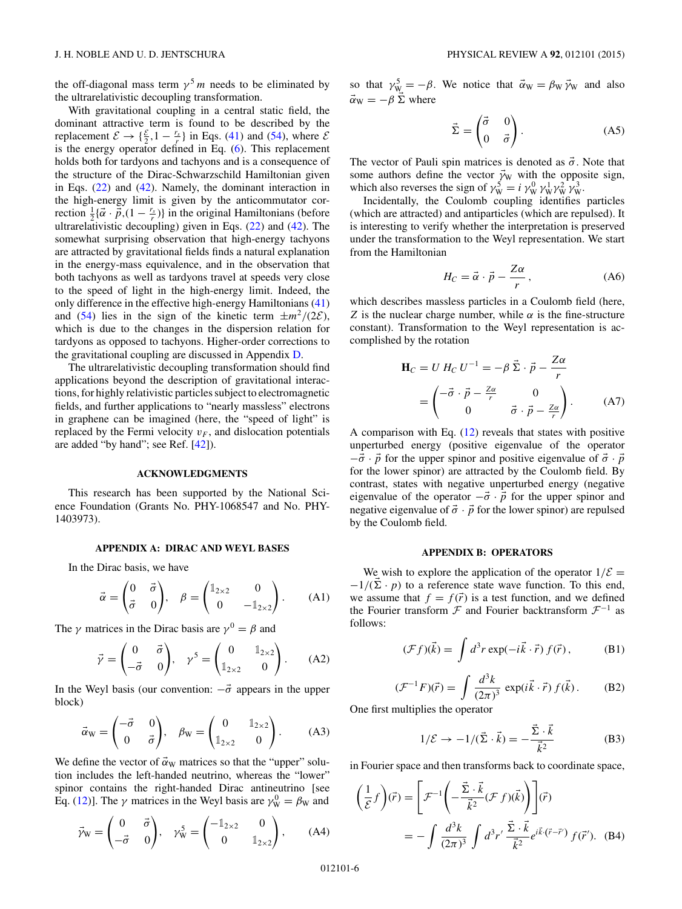the off-diagonal mass term $\gamma^5 m$ needs to be eliminated by the ultrarelativistic decoupling transformation.

With gravitational coupling in a central static field, the dominant attractive term is found to be described by the replacement $\mathcal{E} \to \{\frac{\mathcal{E}}{2}, 1 - \frac{r_s}{r}\}$ in Eqs. (41) and (54), where $\mathcal{E}$ is the energy operator defined in Eq. (6). This replacement holds both for tardyons and tachyons and is a consequence of the structure of the Dirac-Schwarzschild Hamiltonian given in Eqs. (22) and (42). Namely, the dominant interaction in the high-energy limit is given by the anticommutator correction $\frac{1}{2}\{\vec{\alpha} \cdot \vec{p}, (1 - \frac{r_s}{r})\}$ in the original Hamiltonians (before ultrarelativistic decoupling) given in Eqs. (22) and (42). The somewhat surprising observation that high-energy tachyons are attracted by gravitational fields finds a natural explanation in the energy-mass equivalence, and in the observation that both tachyons as well as tardyons travel at speeds very close to the speed of light in the high-energy limit. Indeed, the only difference in the effective high-energy Hamiltonians (41) and (54) lies in the sign of the kinetic term $\pm m^2/(2\mathcal{E})$, which is due to the changes in the dispersion relation for tardyons as opposed to tachyons. Higher-order corrections to the gravitational coupling are discussed in Appendix D.

The ultrarelativistic decoupling transformation should find applications beyond the description of gravitational interactions, for highly relativistic particles subject to electromagnetic fields, and further applications to "nearly massless" electrons in graphene can be imagined (here, the "speed of light" is replaced by the Fermi velocity $v_F$, and dislocation potentials are added "by hand"; see Ref. [42]).

## ACKNOWLEDGMENTS

This research has been supported by the National Science Foundation (Grants No. PHY-1068547 and No. PHY-1403973).

## APPENDIX A: DIRAC AND WEYL BASES

In the Dirac basis, we have

$$\vec{\alpha} = \begin{pmatrix} 0 & \vec{\sigma} \\ \vec{\sigma} & 0 \end{pmatrix}, \quad \beta = \begin{pmatrix} \mathbb{1}_{2\times 2} & 0 \\ 0 & -\mathbb{1}_{2\times 2} \end{pmatrix}. \tag{A1}$$

The $\gamma$ matrices in the Dirac basis are $\gamma^0 = \beta$ and

$$\vec{\gamma} = \begin{pmatrix} 0 & \vec{\sigma} \\ -\vec{\sigma} & 0 \end{pmatrix}, \quad \gamma^5 = \begin{pmatrix} 0 & \mathbb{1}_{2\times 2} \\ \mathbb{1}_{2\times 2} & 0 \end{pmatrix}. \tag{A2}$$

In the Weyl basis (our convention: $-\vec{\sigma}$ appears in the upper block)

$$\vec{\alpha}_{\rm W} = \begin{pmatrix} -\vec{\sigma} & 0 \\ 0 & \vec{\sigma} \end{pmatrix}, \quad \beta_{\rm W} = \begin{pmatrix} 0 & \mathbb{1}_{2\times 2} \\ \mathbb{1}_{2\times 2} & 0 \end{pmatrix}. \tag{A3}$$

We define the vector of $\vec{\alpha}_{\rm W}$ matrices so that the "upper" solution includes the left-handed neutrino, whereas the "lower" spinor contains the right-handed Dirac antineutrino [see Eq. (12)]. The $\gamma$ matrices in the Weyl basis are $\gamma^0_{\rm W} = \beta_{\rm W}$ and

$$\vec{\gamma}_{\rm W} = \begin{pmatrix} 0 & \vec{\sigma} \\ -\vec{\sigma} & 0 \end{pmatrix}, \quad \gamma^5_{\rm W} = \begin{pmatrix} -\mathbb{1}_{2\times 2} & 0 \\ 0 & \mathbb{1}_{2\times 2} \end{pmatrix}, \tag{A4}$$

so that $\gamma^5_{\rm W} = -\beta$. We notice that $\vec{\alpha}_{\rm W} = \beta_{\rm W}\,\vec{\gamma}_{\rm W}$ and also $\vec{\alpha}_{\rm W} = -\beta\,\vec{\Sigma}$ where

$$\vec{\Sigma} = \begin{pmatrix} \vec{\sigma} & 0 \\ 0 & \vec{\sigma} \end{pmatrix}. \tag{A5}$$

The vector of Pauli spin matrices is denoted as $\vec{\sigma}$. Note that some authors define the vector $\vec{\gamma}_{\rm W}$ with the opposite sign, which also reverses the sign of $\gamma^5_{\rm W} = i\,\gamma^0_{\rm W}\,\gamma^1_{\rm W}\gamma^2_{\rm W}\,\gamma^3_{\rm W}$.

Incidentally, the Coulomb coupling identifies particles (which are attracted) and antiparticles (which are repulsed). It is interesting to verify whether the interpretation is preserved under the transformation to the Weyl representation. We start from the Hamiltonian

$$H_C = \vec{\alpha} \cdot \vec{p} - \frac{Z\alpha}{r}, \tag{A6}$$

which describes massless particles in a Coulomb field (here, $Z$ is the nuclear charge number, while $\alpha$ is the fine-structure constant). Transformation to the Weyl representation is accomplished by the rotation

$$\begin{aligned} \mathbf{H}_C = U\,H_C\,U^{-1} &= -\beta\,\vec{\Sigma} \cdot \vec{p} - \frac{Z\alpha}{r} \\ &= \begin{pmatrix} -\vec{\sigma} \cdot \vec{p} - \frac{Z\alpha}{r} & 0 \\ 0 & \vec{\sigma} \cdot \vec{p} - \frac{Z\alpha}{r} \end{pmatrix}. \end{aligned} \tag{A7}$$

A comparison with Eq. (12) reveals that states with positive unperturbed energy (positive eigenvalue of the operator $-\vec{\sigma} \cdot \vec{p}$ for the upper spinor and positive eigenvalue of $\vec{\sigma} \cdot \vec{p}$ for the lower spinor) are attracted by the Coulomb field. By contrast, states with negative unperturbed energy (negative eigenvalue of the operator $-\vec{\sigma} \cdot \vec{p}$ for the upper spinor and negative eigenvalue of $\vec{\sigma} \cdot \vec{p}$ for the lower spinor) are repulsed by the Coulomb field.

## APPENDIX B: OPERATORS

We wish to explore the application of the operator $1/\mathcal{E} = -1/(\vec{\Sigma} \cdot p)$ to a reference state wave function. To this end, we assume that $f = f(\vec{r})$ is a test function, and we defined the Fourier transform $\mathcal{F}$ and Fourier backtransform $\mathcal{F}^{-1}$ as follows:

$$(\mathcal{F} f)(\vec{k}) = \int d^3r \exp(-i\vec{k} \cdot \vec{r})\, f(\vec{r}), \tag{B1}$$

$$(\mathcal{F}^{-1} F)(\vec{r}) = \int \frac{d^3k}{(2\pi)^3} \exp(i\vec{k} \cdot \vec{r})\, f(\vec{k}). \tag{B2}$$

One first multiplies the operator

$$1/\mathcal{E} \to -1/(\vec{\Sigma} \cdot \vec{k}) = -\frac{\vec{\Sigma} \cdot \vec{k}}{\vec{k}^2} \tag{B3}$$

in Fourier space and then transforms back to coordinate space,

$$\begin{aligned} \left(\frac{1}{\mathcal{E}} f\right)(\vec{r}) &= \left[\mathcal{F}^{-1}\left(-\frac{\vec{\Sigma} \cdot \vec{k}}{\vec{k}^2} (\mathcal{F} f)(\vec{k})\right)\right](\vec{r}) \\ &= -\int \frac{d^3k}{(2\pi)^3} \int d^3r'\, \frac{\vec{\Sigma} \cdot \vec{k}}{\vec{k}^2} e^{i\vec{k}\cdot(\vec{r}-\vec{r}\,')}\, f(\vec{r}\,'). \end{aligned} \tag{B4}$$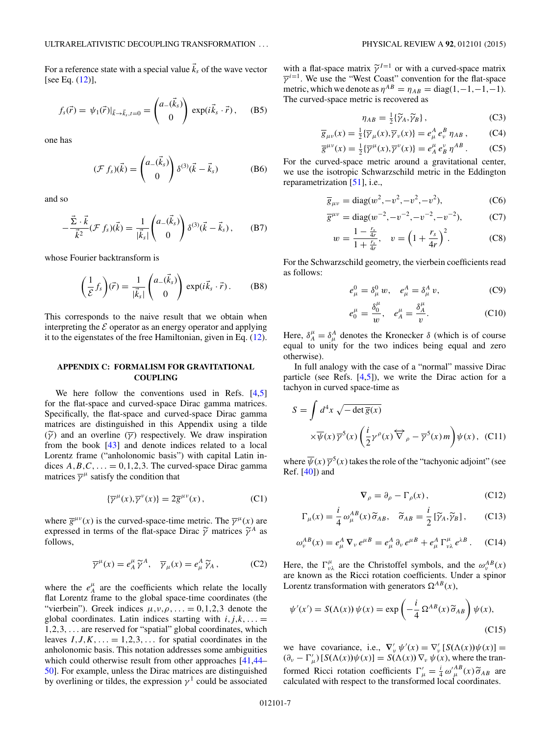For a reference state with a special value $\vec{k}_s$ of the wave vector [see Eq. (12)],

$$f_s(\vec{r}) = \psi_1(\vec{r})|_{\vec{k}\to\vec{k}_s, t=0} = \begin{pmatrix} a_-(\vec{k}_s) \\ 0 \end{pmatrix} \exp(i\vec{k}_s \cdot \vec{r}), \quad \text{(B5)}$$

one has

$$(\mathcal{F}\, f_s)(\vec{k}) = \begin{pmatrix} a_-(\vec{k}_s) \\ 0 \end{pmatrix} \delta^{(3)}(\vec{k} - \vec{k}_s) \quad \text{(B6)}$$

and so

$$-\frac{\vec{\Sigma}\cdot\vec{k}}{\vec{k}^2}(\mathcal{F}\, f_s)(\vec{k}) = \frac{1}{|\vec{k}_s|}\begin{pmatrix} a_-(\vec{k}_s) \\ 0 \end{pmatrix} \delta^{(3)}(\vec{k} - \vec{k}_s), \quad \text{(B7)}$$

whose Fourier backtransform is

$$\left(\frac{1}{\mathcal{E}} f_s\right)(\vec{r}) = \frac{1}{|\vec{k}_s|}\begin{pmatrix} a_-(\vec{k}_s) \\ 0 \end{pmatrix} \exp(i\vec{k}_s \cdot \vec{r}). \quad \text{(B8)}$$

This corresponds to the naive result that we obtain when interpreting the $\mathcal{E}$ operator as an energy operator and applying it to the eigenstates of the free Hamiltonian, given in Eq. (12).

## APPENDIX C: FORMALISM FOR GRAVITATIONAL COUPLING

We here follow the conventions used in Refs. [4,5] for the flat-space and curved-space Dirac gamma matrices. Specifically, the flat-space and curved-space Dirac gamma matrices are distinguished in this Appendix using a tilde ($\widetilde{\gamma}$) and an overline ($\overline{\gamma}$) respectively. We draw inspiration from the book [43] and denote indices related to a local Lorentz frame ("anholonomic basis") with capital Latin indices $A,B,C,\ldots = 0,1,2,3$. The curved-space Dirac gamma matrices $\overline{\gamma}^\mu$ satisfy the condition that

$$\{\overline{\gamma}^\mu(x), \overline{\gamma}^\nu(x)\} = 2\overline{g}^{\mu\nu}(x), \quad \text{(C1)}$$

where $\overline{g}^{\mu\nu}(x)$ is the curved-space-time metric. The $\overline{\gamma}^\mu(x)$ are expressed in terms of the flat-space Dirac $\widetilde{\gamma}$ matrices $\widetilde{\gamma}^A$ as follows,

$$\overline{\gamma}^\mu(x) = e^\mu_A\, \widetilde{\gamma}^A, \quad \overline{\gamma}_\mu(x) = e^A_\mu\, \widetilde{\gamma}_A, \quad \text{(C2)}$$

where the $e^\mu_A$ are the coefficients which relate the locally flat Lorentz frame to the global space-time coordinates (the "vierbein"). Greek indices $\mu,\nu,\rho,\ldots = 0,1,2,3$ denote the global coordinates. Latin indices starting with $i,j,k,\ldots = 1,2,3,\ldots$ are reserved for "spatial" global coordinates, which leaves $I,J,K,\ldots = 1,2,3,\ldots$ for spatial coordinates in the anholonomic basis. This notation addresses some ambiguities which could otherwise result from other approaches [41,44–50]. For example, unless the Dirac matrices are distinguished by overlining or tildes, the expression $\gamma^1$ could be associated with a flat-space matrix $\widetilde{\gamma}^{I=1}$ or with a curved-space matrix $\overline{\gamma}^{i=1}$. We use the "West Coast" convention for the flat-space metric, which we denote as $\eta^{AB} = \eta_{AB} = \mathrm{diag}(1,-1,-1,-1)$. The curved-space metric is recovered as

$$\eta_{AB} = \tfrac{1}{2}\{\widetilde{\gamma}_A, \widetilde{\gamma}_B\}, \quad \text{(C3)}$$

$$\overline{g}_{\mu\nu}(x) = \tfrac{1}{2}\{\overline{\gamma}_\mu(x), \overline{\gamma}_\nu(x)\} = e^A_\mu\, e^B_\nu\, \eta_{AB}, \quad \text{(C4)}$$

$$\overline{g}^{\mu\nu}(x) = \tfrac{1}{2}\{\overline{\gamma}^\mu(x), \overline{\gamma}^\nu(x)\} = e^\mu_A\, e^\nu_B\, \eta^{AB}. \quad \text{(C5)}$$

For the curved-space metric around a gravitational center, we use the isotropic Schwarzschild metric in the Eddington reparametrization [51], i.e.,

$$\overline{g}_{\mu\nu} = \mathrm{diag}(w^2, -v^2, -v^2, -v^2), \quad \text{(C6)}$$

$$\overline{g}^{\mu\nu} = \mathrm{diag}(w^{-2}, -v^{-2}, -v^{-2}, -v^{-2}), \quad \text{(C7)}$$

$$w = \frac{1 - \frac{r_s}{4r}}{1 + \frac{r_s}{4r}}, \quad v = \left(1 + \frac{r_s}{4r}\right)^2. \quad \text{(C8)}$$

For the Schwarzschild geometry, the vierbein coefficients read as follows:

$$e^0_\mu = \delta^0_\mu\, w, \quad e^A_\mu = \delta^A_\mu\, v, \quad \text{(C9)}$$

$$e^\mu_0 = \frac{\delta^\mu_0}{w}, \quad e^\mu_A = \frac{\delta^\mu_A}{v}. \quad \text{(C10)}$$

Here, $\delta^\mu_A = \delta^A_\mu$ denotes the Kronecker $\delta$ (which is of course equal to unity for the two indices being equal and zero otherwise).

In full analogy with the case of a "normal" massive Dirac particle (see Refs. [4,5]), we write the Dirac action for a tachyon in curved space-time as

$$S = \int d^4x\, \sqrt{-\det \overline{g}(x)} \times \overline{\psi}(x)\, \overline{\gamma}^5(x) \left( \frac{i}{2} \gamma^\rho(x) \overleftrightarrow{\nabla}_\rho - \overline{\gamma}^5(x)\, m \right) \psi(x), \quad \text{(C11)}$$

where $\overline{\psi}(x)\, \overline{\gamma}^5(x)$ takes the role of the "tachyonic adjoint" (see Ref. [40]) and

$$\nabla_\rho = \partial_\rho - \Gamma_\rho(x), \quad \text{(C12)}$$

$$\Gamma_\mu(x) = \frac{i}{4}\, \omega^{AB}_\mu(x)\, \widetilde{\sigma}_{AB}, \quad \widetilde{\sigma}_{AB} = \frac{i}{2}[\widetilde{\gamma}_A, \widetilde{\gamma}_B], \quad \text{(C13)}$$

$$\omega^{AB}_\nu(x) = e^A_\mu\, \nabla_\nu\, e^{\mu B} = e^A_\mu\, \partial_\nu\, e^{\mu B} + e^A_\mu\, \Gamma^\mu_{\nu\lambda}\, e^{\lambda B}. \quad \text{(C14)}$$

Here, the $\Gamma^\mu_{\nu\lambda}$ are the Christoffel symbols, and the $\omega^{AB}_\nu(x)$ are known as the Ricci rotation coefficients. Under a spinor Lorentz transformation with generators $\Omega^{AB}(x)$,

$$\psi'(x') = S(\Lambda(x))\, \psi(x) = \exp\left(-\frac{i}{4}\, \Omega^{AB}(x)\, \widetilde{\sigma}_{AB}\right) \psi(x), \quad \text{(C15)}$$

we have covariance, i.e., $\nabla'_\nu\, \psi'(x) = \nabla'_\nu\, [S(\Lambda(x))\psi(x)] = (\partial_\nu - \Gamma'_\mu)\, [S(\Lambda(x))\psi(x)] = S(\Lambda(x))\, \nabla_\nu\, \psi(x)$, where the transformed Ricci rotation coefficients $\Gamma'_\mu = \frac{i}{4}\, \omega'^{AB}_\mu(x)\, \widetilde{\sigma}_{AB}$ are calculated with respect to the transformed local coordinates.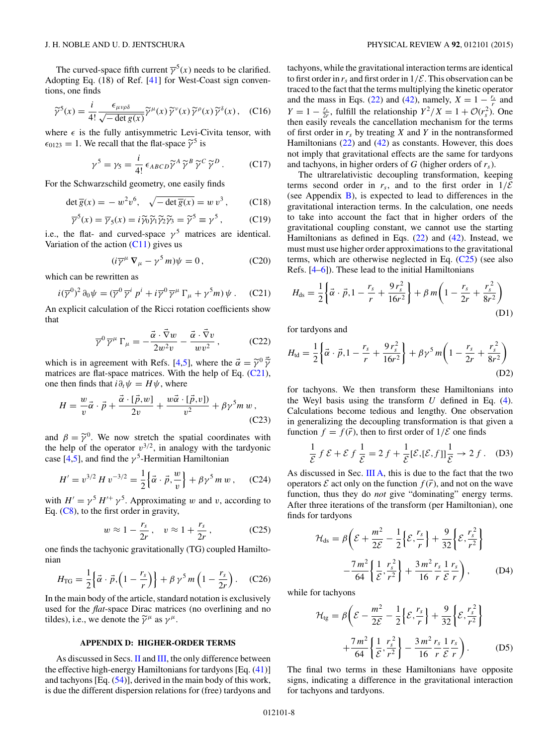The curved-space fifth current $\overline{\gamma}^5(x)$ needs to be clarified. Adopting Eq. (18) of Ref. [41] for West-Coast sign conventions, one finds

$$\widetilde{\gamma}^5(x) = \frac{i}{4!} \frac{\epsilon_{\mu\nu\rho\delta}}{\sqrt{-\det g(x)}} \widetilde{\gamma}^{\mu}(x)\, \widetilde{\gamma}^{\nu}(x)\, \widetilde{\gamma}^{\rho}(x)\, \widetilde{\gamma}^{\delta}(x)\,, \quad \text{(C16)}$$

where $\epsilon$ is the fully antisymmetric Levi-Civita tensor, with $\epsilon_{0123} = 1$. We recall that the flat-space $\widetilde{\gamma}^5$ is

$$\gamma^5 = \gamma_5 = \frac{i}{4!}\, \epsilon_{ABCD} \widetilde{\gamma}^A\, \widetilde{\gamma}^B\, \widetilde{\gamma}^C\, \widetilde{\gamma}^D\,. \quad \text{(C17)}$$

For the Schwarzschild geometry, one easily finds

$$\det \overline{g}(x) = -\, w^2 v^6\,, \quad \sqrt{-\det \overline{g}(x)} = w\, v^3\,, \quad \text{(C18)}$$

$$\overline{\gamma}^5(x) = \overline{\gamma}_5(x) = i\widetilde{\gamma}_0\widetilde{\gamma}_1\widetilde{\gamma}_2\widetilde{\gamma}_3 = \widetilde{\gamma}^5 \equiv \gamma^5\,, \quad \text{(C19)}$$

i.e., the flat- and curved-space $\gamma^5$ matrices are identical. Variation of the action (C11) gives us

$$(i\overline{\gamma}^{\mu}\, \nabla_{\mu} - \gamma^5\, m)\psi = 0\,, \quad \text{(C20)}$$

which can be rewritten as

$$i(\overline{\gamma}^0)^2\, \partial_0 \psi = (\overline{\gamma}^0\, \overline{\gamma}^i\, p^i + i\overline{\gamma}^0\, \overline{\gamma}^{\mu}\, \Gamma_{\mu} + \gamma^5 m)\, \psi\,. \quad \text{(C21)}$$

An explicit calculation of the Ricci rotation coefficients show that

$$\overline{\gamma}^0\, \overline{\gamma}^{\mu}\, \Gamma_{\mu} = -\frac{\vec{\alpha}\cdot\vec{\nabla} w}{2w^2 v} - \frac{\vec{\alpha}\cdot\vec{\nabla} v}{w v^2}\,, \quad \text{(C22)}$$

which is in agreement with Refs. [4,5], where the $\vec{\alpha} = \widetilde{\gamma}^0\, \vec{\widetilde{\gamma}}$ matrices are flat-space matrices. With the help of Eq. (C21), one then finds that $i\partial_t \psi = H\psi$, where

$$H = \frac{w}{v}\vec{\alpha}\cdot\vec{p} + \frac{\vec{\alpha}\cdot[\vec{p},w]}{2v} + \frac{w\vec{\alpha}\cdot[\vec{p},v])}{v^2} + \beta\gamma^5 m\, w\,, \quad \text{(C23)}$$

and $\beta = \widetilde{\gamma}^0$. We now stretch the spatial coordinates with the help of the operator $v^{3/2}$, in analogy with the tardyonic case [4,5], and find the $\gamma^5$-Hermitian Hamiltonian

$$H' = v^{3/2}\, H\, v^{-3/2} = \frac{1}{2}\left\{\vec{\alpha}\cdot\vec{p}, \frac{w}{v}\right\} + \beta\gamma^5\, m\, w\,, \quad \text{(C24)}$$

with $H' = \gamma^5\, H'^{+}\, \gamma^5$. Approximating $w$ and $v$, according to Eq. (C8), to the first order in gravity,

$$w \approx 1 - \frac{r_s}{2r}\,, \quad v \approx 1 + \frac{r_s}{2r}\,, \quad \text{(C25)}$$

one finds the tachyonic gravitationally (TG) coupled Hamiltonian

$$H_{\mathrm{TG}} = \frac{1}{2}\left\{\vec{\alpha}\cdot\vec{p}, \left(1 - \frac{r_s}{r}\right)\right\} + \beta\, \gamma^5\, m\left(1 - \frac{r_s}{2r}\right). \quad \text{(C26)}$$

In the main body of the article, standard notation is exclusively used for the *flat*-space Dirac matrices (no overlining and no tildes), i.e., we denote the $\widetilde{\gamma}^{\mu}$ as $\gamma^{\mu}$.

## APPENDIX D: HIGHER-ORDER TERMS

As discussed in Secs. II and III, the only difference between the effective high-energy Hamiltonians for tardyons [Eq. (41)] and tachyons [Eq. (54)], derived in the main body of this work, is due the different dispersion relations for (free) tardyons and tachyons, while the gravitational interaction terms are identical to first order in $r_s$ and first order in $1/\mathcal{E}$. This observation can be traced to the fact that the terms multiplying the kinetic operator and the mass in Eqs. (22) and (42), namely, $X = 1 - \frac{r_s}{r}$ and $Y = 1 - \frac{r_s}{2r}$, fulfill the relationship $Y^2/X = 1 + \mathcal{O}(r_s^2)$. One then easily reveals the cancellation mechanism for the terms of first order in $r_s$ by treating $X$ and $Y$ in the nontransformed Hamiltonians (22) and (42) as constants. However, this does not imply that gravitational effects are the same for tardyons and tachyons, in higher orders of $G$ (higher orders of $r_s$).

The ultrarelativistic decoupling transformation, keeping terms second order in $r_s$, and the first order in $1/\mathcal{E}$ (see Appendix B), is expected to lead to differences in the gravitational interaction terms. In the calculation, one needs to take into account the fact that in higher orders of the gravitational coupling constant, we cannot use the starting Hamiltonians as defined in Eqs. (22) and (42). Instead, we must must use higher order approximations to the gravitational terms, which are otherwise neglected in Eq. (C25) (see also Refs. [4–6]). These lead to the initial Hamiltonians

$$H_{\mathrm{ds}} = \frac{1}{2}\left\{\vec{\alpha}\cdot\vec{p}, 1 - \frac{r_s}{r} + \frac{9\, r_s^2}{16 r^2}\right\} + \beta\, m\left(1 - \frac{r_s}{2r} + \frac{r_s^2}{8r^2}\right) \quad \text{(D1)}$$

for tardyons and

$$H_{\mathrm{td}} = \frac{1}{2}\left\{\vec{\alpha}\cdot\vec{p}, 1 - \frac{r_s}{r} + \frac{9\, r_s^2}{16 r^2}\right\} + \beta\gamma^5\, m\left(1 - \frac{r_s}{2r} + \frac{r_s^2}{8r^2}\right) \quad \text{(D2)}$$

for tachyons. We then transform these Hamiltonians into the Weyl basis using the transform $U$ defined in Eq. (4). Calculations become tedious and lengthy. One observation in generalizing the decoupling transformation is that given a function $f = f(\vec{r})$, then to first order of $1/\mathcal{E}$ one finds

$$\frac{1}{\mathcal{E}}\, f\, \mathcal{E} + \mathcal{E}\, f\, \frac{1}{\mathcal{E}} = 2\, f + \frac{1}{\mathcal{E}}[\mathcal{E},[\mathcal{E},f]]\frac{1}{\mathcal{E}} \to 2\, f\,. \quad \text{(D3)}$$

As discussed in Sec. III A, this is due to the fact that the two operators $\mathcal{E}$ act only on the function $f(\vec{r})$, and not on the wave function, thus they do *not* give "dominating" energy terms. After three iterations of the transform (per Hamiltonian), one finds for tardyons

$$\mathcal{H}_{\mathrm{ds}} = \beta\left(\mathcal{E} + \frac{m^2}{2\mathcal{E}} - \frac{1}{2}\left\{\mathcal{E}, \frac{r_s}{r}\right\} + \frac{9}{32}\left\{\mathcal{E}, \frac{r_s^2}{r^2}\right\} - \frac{7\, m^2}{64}\left\{\frac{1}{\mathcal{E}}, \frac{r_s^2}{r^2}\right\} + \frac{3\, m^2}{16}\frac{r_s}{r}\frac{1}{\mathcal{E}}\frac{r_s}{r}\right), \quad \text{(D4)}$$

while for tachyons

$$\mathcal{H}_{\mathrm{tg}} = \beta\left(\mathcal{E} - \frac{m^2}{2\mathcal{E}} - \frac{1}{2}\left\{\mathcal{E}, \frac{r_s}{r}\right\} + \frac{9}{32}\left\{\mathcal{E}, \frac{r_s^2}{r^2}\right\} + \frac{7\, m^2}{64}\left\{\frac{1}{\mathcal{E}}, \frac{r_s^2}{r^2}\right\} - \frac{3\, m^2}{16}\frac{r_s}{r}\frac{1}{\mathcal{E}}\frac{r_s}{r}\right). \quad \text{(D5)}$$

The final two terms in these Hamiltonians have opposite signs, indicating a difference in the gravitational interaction for tachyons and tardyons.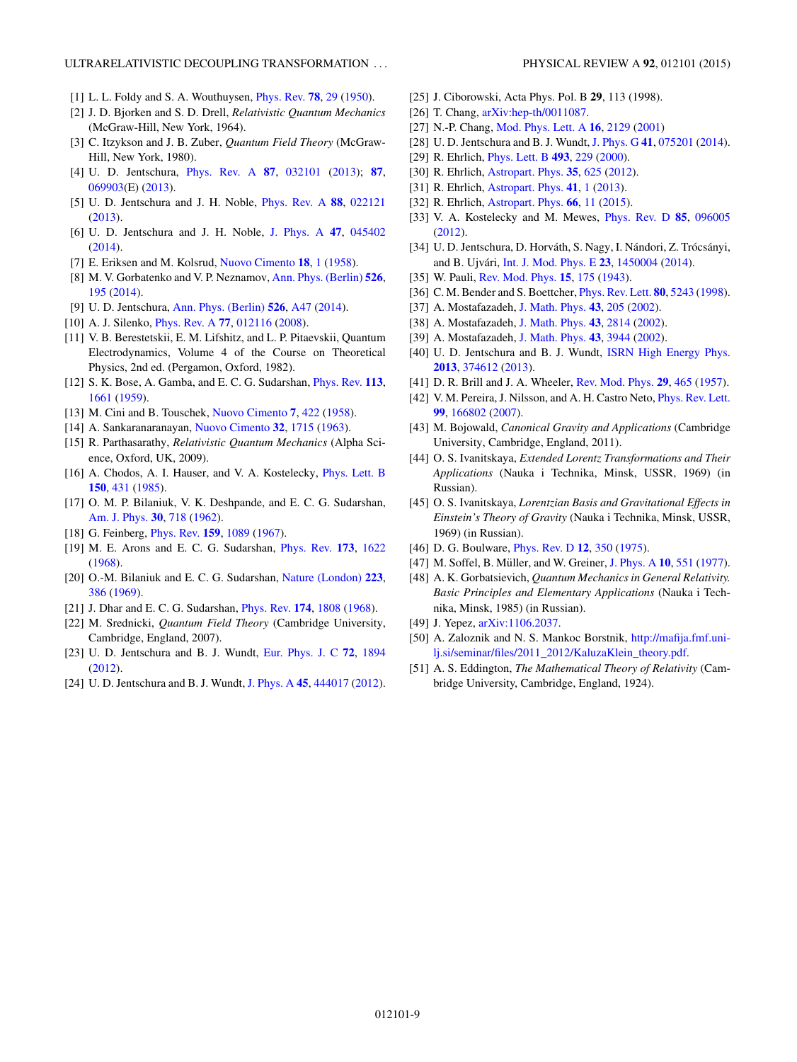[1] L. L. Foldy and S. A. Wouthuysen, Phys. Rev. **78**, 29 (1950).

[2] J. D. Bjorken and S. D. Drell, *Relativistic Quantum Mechanics* (McGraw-Hill, New York, 1964).

[3] C. Itzykson and J. B. Zuber, *Quantum Field Theory* (McGraw-Hill, New York, 1980).

[4] U. D. Jentschura, Phys. Rev. A **87**, 032101 (2013); **87**, 069903(E) (2013).

[5] U. D. Jentschura and J. H. Noble, Phys. Rev. A **88**, 022121 (2013).

[6] U. D. Jentschura and J. H. Noble, J. Phys. A **47**, 045402 (2014).

[7] E. Eriksen and M. Kolsrud, Nuovo Cimento **18**, 1 (1958).

[8] M. V. Gorbatenko and V. P. Neznamov, Ann. Phys. (Berlin) **526**, 195 (2014).

[9] U. D. Jentschura, Ann. Phys. (Berlin) **526**, A47 (2014).

[10] A. J. Silenko, Phys. Rev. A **77**, 012116 (2008).

[11] V. B. Berestetskii, E. M. Lifshitz, and L. P. Pitaevskii, Quantum Electrodynamics, Volume 4 of the Course on Theoretical Physics, 2nd ed. (Pergamon, Oxford, 1982).

[12] S. K. Bose, A. Gamba, and E. C. G. Sudarshan, Phys. Rev. **113**, 1661 (1959).

[13] M. Cini and B. Touschek, Nuovo Cimento **7**, 422 (1958).

[14] A. Sankaranaranayan, Nuovo Cimento **32**, 1715 (1963).

[15] R. Parthasarathy, *Relativistic Quantum Mechanics* (Alpha Science, Oxford, UK, 2009).

[16] A. Chodos, A. I. Hauser, and V. A. Kostelecky, Phys. Lett. B **150**, 431 (1985).

[17] O. M. P. Bilaniuk, V. K. Deshpande, and E. C. G. Sudarshan, Am. J. Phys. **30**, 718 (1962).

[18] G. Feinberg, Phys. Rev. **159**, 1089 (1967).

[19] M. E. Arons and E. C. G. Sudarshan, Phys. Rev. **173**, 1622 (1968).

[20] O.-M. Bilaniuk and E. C. G. Sudarshan, Nature (London) **223**, 386 (1969).

[21] J. Dhar and E. C. G. Sudarshan, Phys. Rev. **174**, 1808 (1968).

[22] M. Srednicki, *Quantum Field Theory* (Cambridge University, Cambridge, England, 2007).

[23] U. D. Jentschura and B. J. Wundt, Eur. Phys. J. C **72**, 1894 (2012).

[24] U. D. Jentschura and B. J. Wundt, J. Phys. A **45**, 444017 (2012).

[25] J. Ciborowski, Acta Phys. Pol. B **29**, 113 (1998).

[26] T. Chang, arXiv:hep-th/0011087.

[27] N.-P. Chang, Mod. Phys. Lett. A **16**, 2129 (2001)

[28] U. D. Jentschura and B. J. Wundt, J. Phys. G **41**, 075201 (2014).

[29] R. Ehrlich, Phys. Lett. B **493**, 229 (2000).

[30] R. Ehrlich, Astropart. Phys. **35**, 625 (2012).

[31] R. Ehrlich, Astropart. Phys. **41**, 1 (2013).

[32] R. Ehrlich, Astropart. Phys. **66**, 11 (2015).

[33] V. A. Kostelecky and M. Mewes, Phys. Rev. D **85**, 096005 (2012).

[34] U. D. Jentschura, D. Horváth, S. Nagy, I. Nándori, Z. Trócsányi, and B. Ujvári, Int. J. Mod. Phys. E **23**, 1450004 (2014).

[35] W. Pauli, Rev. Mod. Phys. **15**, 175 (1943).

[36] C. M. Bender and S. Boettcher, Phys. Rev. Lett. **80**, 5243 (1998).

[37] A. Mostafazadeh, J. Math. Phys. **43**, 205 (2002).

[38] A. Mostafazadeh, J. Math. Phys. **43**, 2814 (2002).

[39] A. Mostafazadeh, J. Math. Phys. **43**, 3944 (2002).

[40] U. D. Jentschura and B. J. Wundt, ISRN High Energy Phys. **2013**, 374612 (2013).

[41] D. R. Brill and J. A. Wheeler, Rev. Mod. Phys. **29**, 465 (1957).

[42] V. M. Pereira, J. Nilsson, and A. H. Castro Neto, Phys. Rev. Lett. **99**, 166802 (2007).

[43] M. Bojowald, *Canonical Gravity and Applications* (Cambridge University, Cambridge, England, 2011).

[44] O. S. Ivanitskaya, *Extended Lorentz Transformations and Their Applications* (Nauka i Technika, Minsk, USSR, 1969) (in Russian).

[45] O. S. Ivanitskaya, *Lorentzian Basis and Gravitational Effects in Einstein's Theory of Gravity* (Nauka i Technika, Minsk, USSR, 1969) (in Russian).

[46] D. G. Boulware, Phys. Rev. D **12**, 350 (1975).

[47] M. Soffel, B. Müller, and W. Greiner, J. Phys. A **10**, 551 (1977).

[48] A. K. Gorbatsievich, *Quantum Mechanics in General Relativity. Basic Principles and Elementary Applications* (Nauka i Technika, Minsk, 1985) (in Russian).

[49] J. Yepez, arXiv:1106.2037.

[50] A. Zaloznik and N. S. Mankoc Borstnik, http://mafija.fmf.uni-lj.si/seminar/files/2011_2012/KaluzaKlein_theory.pdf.

[51] A. S. Eddington, *The Mathematical Theory of Relativity* (Cambridge University, Cambridge, England, 1924).